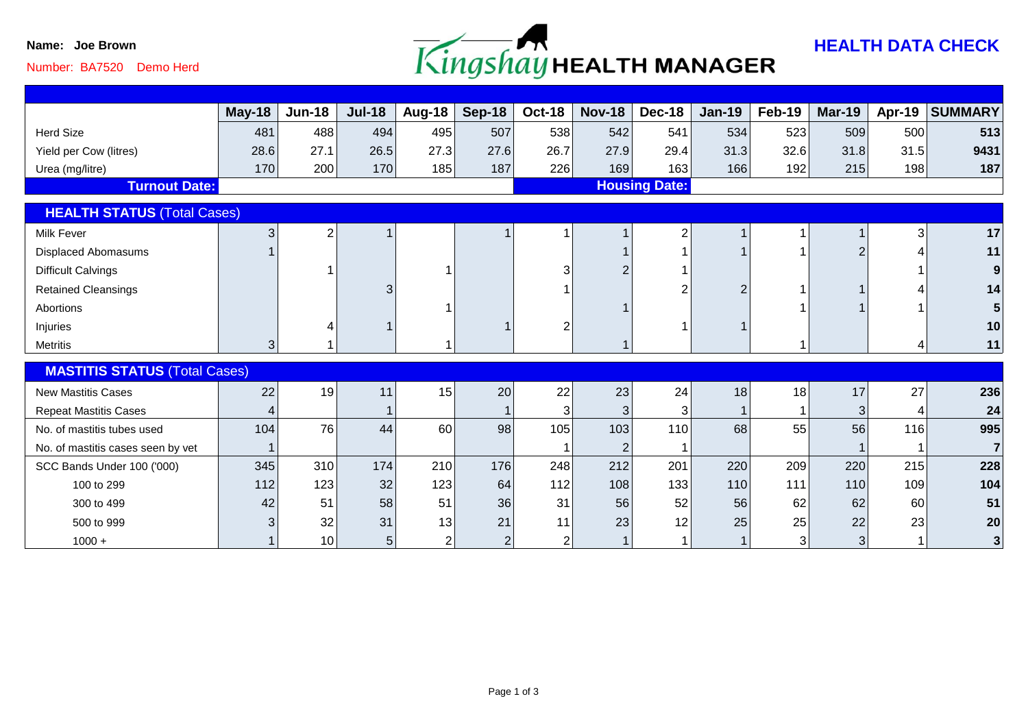**Name: Joe Brown**

Number: BA7520 Demo Herd

# Kingshay HEALTH MANAGER

## HEALTH DATA CHECK

| | May-18 | Jun-18 | Jul-18 | Aug-18 | Sep-18 | Oct-18 | Nov-18 | Dec-18 | Jan-19 | Feb-19 | Mar-19 | Apr-19 | SUMMARY |
|---|---|---|---|---|---|---|---|---|---|---|---|---|---|
| Herd Size | 481 | 488 | 494 | 495 | 507 | 538 | 542 | 541 | 534 | 523 | 509 | 500 | **513** |
| Yield per Cow (litres) | 28.6 | 27.1 | 26.5 | 27.3 | 27.6 | 26.7 | 27.9 | 29.4 | 31.3 | 32.6 | 31.8 | 31.5 | **9431** |
| Urea (mg/litre) | 170 | 200 | 170 | 185 | 187 | 226 | 169 | 163 | 166 | 192 | 215 | 198 | **187** |
| **Turnout Date:** | | | | | | | **Housing Date:** | | | | | | |
| **HEALTH STATUS** (Total Cases) | | | | | | | | | | | | | |
| Milk Fever | 3 | 2 | 1 | | 1 | 1 | 1 | 2 | 1 | 1 | 1 | 3 | **17** |
| Displaced Abomasums | 1 | | | | | | 1 | 1 | 1 | 1 | 2 | 4 | **11** |
| Difficult Calvings | | 1 | | 1 | | 3 | 2 | 1 | | | | 1 | **9** |
| Retained Cleansings | | | 3 | | | 1 | | 2 | 2 | 1 | 1 | 4 | **14** |
| Abortions | | | | 1 | | | 1 | | | 1 | 1 | 1 | **5** |
| Injuries | | 4 | 1 | | 1 | 2 | | 1 | 1 | | | | **10** |
| Metritis | 3 | 1 | | 1 | | | 1 | | | 1 | | 4 | **11** |
| **MASTITIS STATUS** (Total Cases) | | | | | | | | | | | | | |
| New Mastitis Cases | 22 | 19 | 11 | 15 | 20 | 22 | 23 | 24 | 18 | 18 | 17 | 27 | **236** |
| Repeat Mastitis Cases | 4 | | 1 | | 1 | 3 | 3 | 3 | 1 | 1 | 3 | 4 | **24** |
| No. of mastitis tubes used | 104 | 76 | 44 | 60 | 98 | 105 | 103 | 110 | 68 | 55 | 56 | 116 | **995** |
| No. of mastitis cases seen by vet | 1 | | | | | 1 | 2 | 1 | | | 1 | 1 | **7** |
| SCC Bands Under 100 ('000) | 345 | 310 | 174 | 210 | 176 | 248 | 212 | 201 | 220 | 209 | 220 | 215 | **228** |
| 100 to 299 | 112 | 123 | 32 | 123 | 64 | 112 | 108 | 133 | 110 | 111 | 110 | 109 | **104** |
| 300 to 499 | 42 | 51 | 58 | 51 | 36 | 31 | 56 | 52 | 56 | 62 | 62 | 60 | **51** |
| 500 to 999 | 3 | 32 | 31 | 13 | 21 | 11 | 23 | 12 | 25 | 25 | 22 | 23 | **20** |
| 1000 + | 1 | 10 | 5 | 2 | 2 | 2 | 1 | 1 | 1 | 3 | 3 | 1 | **3** |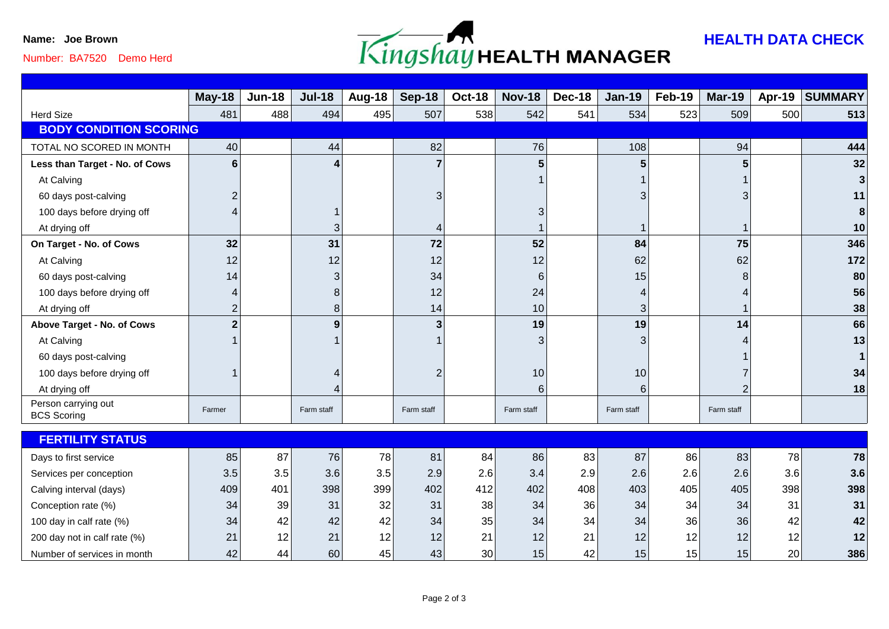**Name: Joe Brown**

Number: BA7520 Demo Herd

# Kingshay HEALTH MANAGER

## HEALTH DATA CHECK

| | May-18 | Jun-18 | Jul-18 | Aug-18 | Sep-18 | Oct-18 | Nov-18 | Dec-18 | Jan-19 | Feb-19 | Mar-19 | Apr-19 | SUMMARY |
|---|---|---|---|---|---|---|---|---|---|---|---|---|---|
| Herd Size | 481 | 488 | 494 | 495 | 507 | 538 | 542 | 541 | 534 | 523 | 509 | 500 | **513** |
| **BODY CONDITION SCORING** | | | | | | | | | | | | | |
| TOTAL NO SCORED IN MONTH | 40 | | 44 | | 82 | | 76 | | 108 | | 94 | | **444** |
| **Less than Target - No. of Cows** | **6** | | **4** | | **7** | | **5** | | **5** | | **5** | | **32** |
| At Calving | | | | | | | 1 | | 1 | | 1 | | **3** |
| 60 days post-calving | 2 | | | | 3 | | | | 3 | | 3 | | **11** |
| 100 days before drying off | 4 | | 1 | | | | 3 | | | | | | **8** |
| At drying off | | | 3 | | 4 | | 1 | | 1 | | 1 | | **10** |
| **On Target - No. of Cows** | **32** | | **31** | | **72** | | **52** | | **84** | | **75** | | **346** |
| At Calving | 12 | | 12 | | 12 | | 12 | | 62 | | 62 | | **172** |
| 60 days post-calving | 14 | | 3 | | 34 | | 6 | | 15 | | 8 | | **80** |
| 100 days before drying off | 4 | | 8 | | 12 | | 24 | | 4 | | 4 | | **56** |
| At drying off | 2 | | 8 | | 14 | | 10 | | 3 | | 1 | | **38** |
| **Above Target - No. of Cows** | **2** | | **9** | | **3** | | **19** | | **19** | | **14** | | **66** |
| At Calving | 1 | | 1 | | 1 | | 3 | | 3 | | 4 | | **13** |
| 60 days post-calving | | | | | | | | | | | 1 | | **1** |
| 100 days before drying off | 1 | | 4 | | 2 | | 10 | | 10 | | 7 | | **34** |
| At drying off | | | 4 | | | | 6 | | 6 | | 2 | | **18** |
| Person carrying out BCS Scoring | Farmer | | Farm staff | | Farm staff | | Farm staff | | Farm staff | | Farm staff | | |
| **FERTILITY STATUS** | | | | | | | | | | | | | |
| Days to first service | 85 | 87 | 76 | 78 | 81 | 84 | 86 | 83 | 87 | 86 | 83 | 78 | **78** |
| Services per conception | 3.5 | 3.5 | 3.6 | 3.5 | 2.9 | 2.6 | 3.4 | 2.9 | 2.6 | 2.6 | 2.6 | 3.6 | **3.6** |
| Calving interval (days) | 409 | 401 | 398 | 399 | 402 | 412 | 402 | 408 | 403 | 405 | 405 | 398 | **398** |
| Conception rate (%) | 34 | 39 | 31 | 32 | 31 | 38 | 34 | 36 | 34 | 34 | 34 | 31 | **31** |
| 100 day in calf rate (%) | 34 | 42 | 42 | 42 | 34 | 35 | 34 | 34 | 34 | 36 | 36 | 42 | **42** |
| 200 day not in calf rate (%) | 21 | 12 | 21 | 12 | 12 | 21 | 12 | 21 | 12 | 12 | 12 | 12 | **12** |
| Number of services in month | 42 | 44 | 60 | 45 | 43 | 30 | 15 | 42 | 15 | 15 | 15 | 20 | **386** |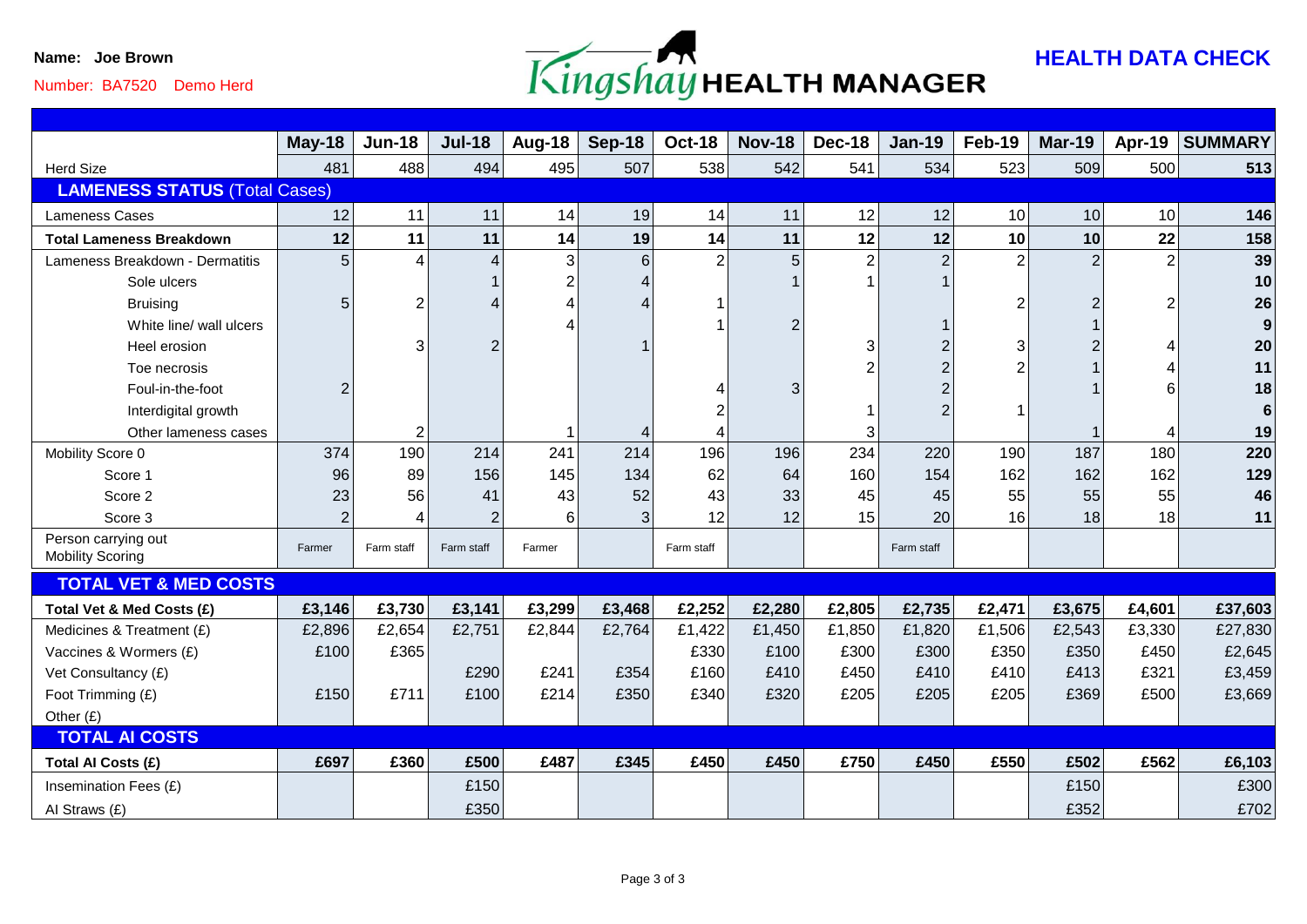**Name: Joe Brown**

Number: BA7520 Demo Herd

# Kingshay HEALTH MANAGER

## HEALTH DATA CHECK

| | May-18 | Jun-18 | Jul-18 | Aug-18 | Sep-18 | Oct-18 | Nov-18 | Dec-18 | Jan-19 | Feb-19 | Mar-19 | Apr-19 | SUMMARY |
|---|---|---|---|---|---|---|---|---|---|---|---|---|---|
| Herd Size | 481 | 488 | 494 | 495 | 507 | 538 | 542 | 541 | 534 | 523 | 509 | 500 | **513** |
| **LAMENESS STATUS** (Total Cases) | | | | | | | | | | | | | |
| Lameness Cases | 12 | 11 | 11 | 14 | 19 | 14 | 11 | 12 | 12 | 10 | 10 | 10 | **146** |
| **Total Lameness Breakdown** | **12** | **11** | **11** | **14** | **19** | **14** | **11** | **12** | **12** | **10** | **10** | **22** | **158** |
| Lameness Breakdown - Dermatitis | 5 | 4 | 4 | 3 | 6 | 2 | 5 | 2 | 2 | 2 | 2 | 2 | **39** |
| Sole ulcers | | | 1 | 2 | 4 | | 1 | 1 | 1 | | | | **10** |
| Bruising | 5 | 2 | 4 | 4 | 4 | 1 | | | | 2 | 2 | 2 | **26** |
| White line/ wall ulcers | | | | 4 | | 1 | 2 | | 1 | | 1 | | **9** |
| Heel erosion | | 3 | 2 | | 1 | | | 3 | 2 | 3 | 2 | 4 | **20** |
| Toe necrosis | | | | | | | | 2 | 2 | 2 | 1 | 4 | **11** |
| Foul-in-the-foot | 2 | | | | | 4 | 3 | | 2 | | 1 | 6 | **18** |
| Interdigital growth | | | | | | 2 | | 1 | 2 | 1 | | | **6** |
| Other lameness cases | | 2 | | 1 | 4 | 4 | | 3 | | | 1 | 4 | **19** |
| Mobility Score 0 | 374 | 190 | 214 | 241 | 214 | 196 | 196 | 234 | 220 | 190 | 187 | 180 | **220** |
| Score 1 | 96 | 89 | 156 | 145 | 134 | 62 | 64 | 160 | 154 | 162 | 162 | 162 | **129** |
| Score 2 | 23 | 56 | 41 | 43 | 52 | 43 | 33 | 45 | 45 | 55 | 55 | 55 | **46** |
| Score 3 | 2 | 4 | 2 | 6 | 3 | 12 | 12 | 15 | 20 | 16 | 18 | 18 | **11** |
| Person carrying out Mobility Scoring | Farmer | Farm staff | Farm staff | Farmer | | Farm staff | | | Farm staff | | | | |
| **TOTAL VET & MED COSTS** | | | | | | | | | | | | | |
| **Total Vet & Med Costs (£)** | **£3,146** | **£3,730** | **£3,141** | **£3,299** | **£3,468** | **£2,252** | **£2,280** | **£2,805** | **£2,735** | **£2,471** | **£3,675** | **£4,601** | **£37,603** |
| Medicines & Treatment (£) | £2,896 | £2,654 | £2,751 | £2,844 | £2,764 | £1,422 | £1,450 | £1,850 | £1,820 | £1,506 | £2,543 | £3,330 | £27,830 |
| Vaccines & Wormers (£) | £100 | £365 | | | | £330 | £100 | £300 | £300 | £350 | £350 | £450 | £2,645 |
| Vet Consultancy (£) | | | £290 | £241 | £354 | £160 | £410 | £450 | £410 | £410 | £413 | £321 | £3,459 |
| Foot Trimming (£) | £150 | £711 | £100 | £214 | £350 | £340 | £320 | £205 | £205 | £205 | £369 | £500 | £3,669 |
| Other (£) | | | | | | | | | | | | | |
| **TOTAL AI COSTS** | | | | | | | | | | | | | |
| **Total AI Costs (£)** | **£697** | **£360** | **£500** | **£487** | **£345** | **£450** | **£450** | **£750** | **£450** | **£550** | **£502** | **£562** | **£6,103** |
| Insemination Fees (£) | | | £150 | | | | | | | | £150 | | £300 |
| AI Straws (£) | | | £350 | | | | | | | | £352 | | £702 |